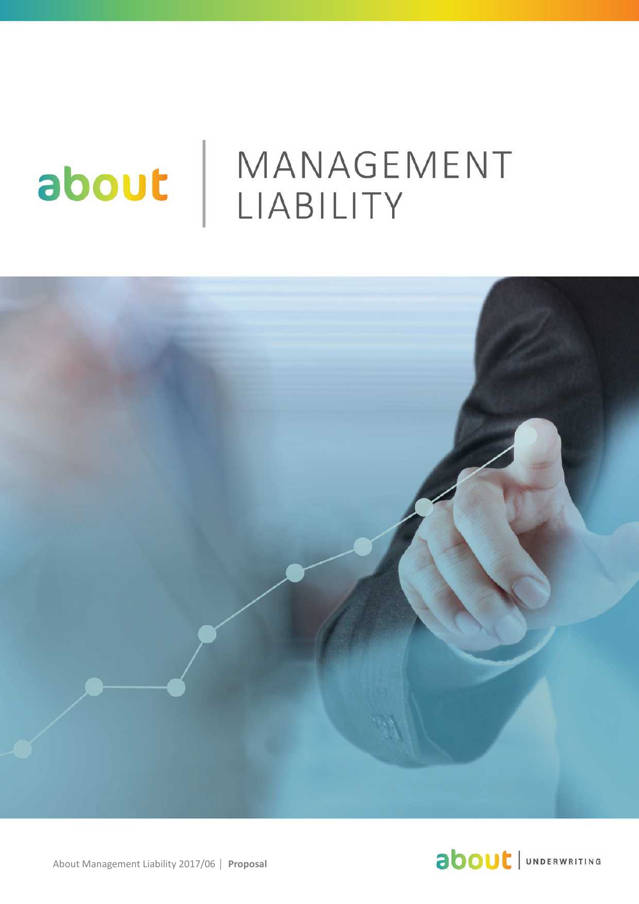# about | MANAGEMENT LIABILITY

About Management Liability 2017/06 | **Proposal**

about | UNDERWRITING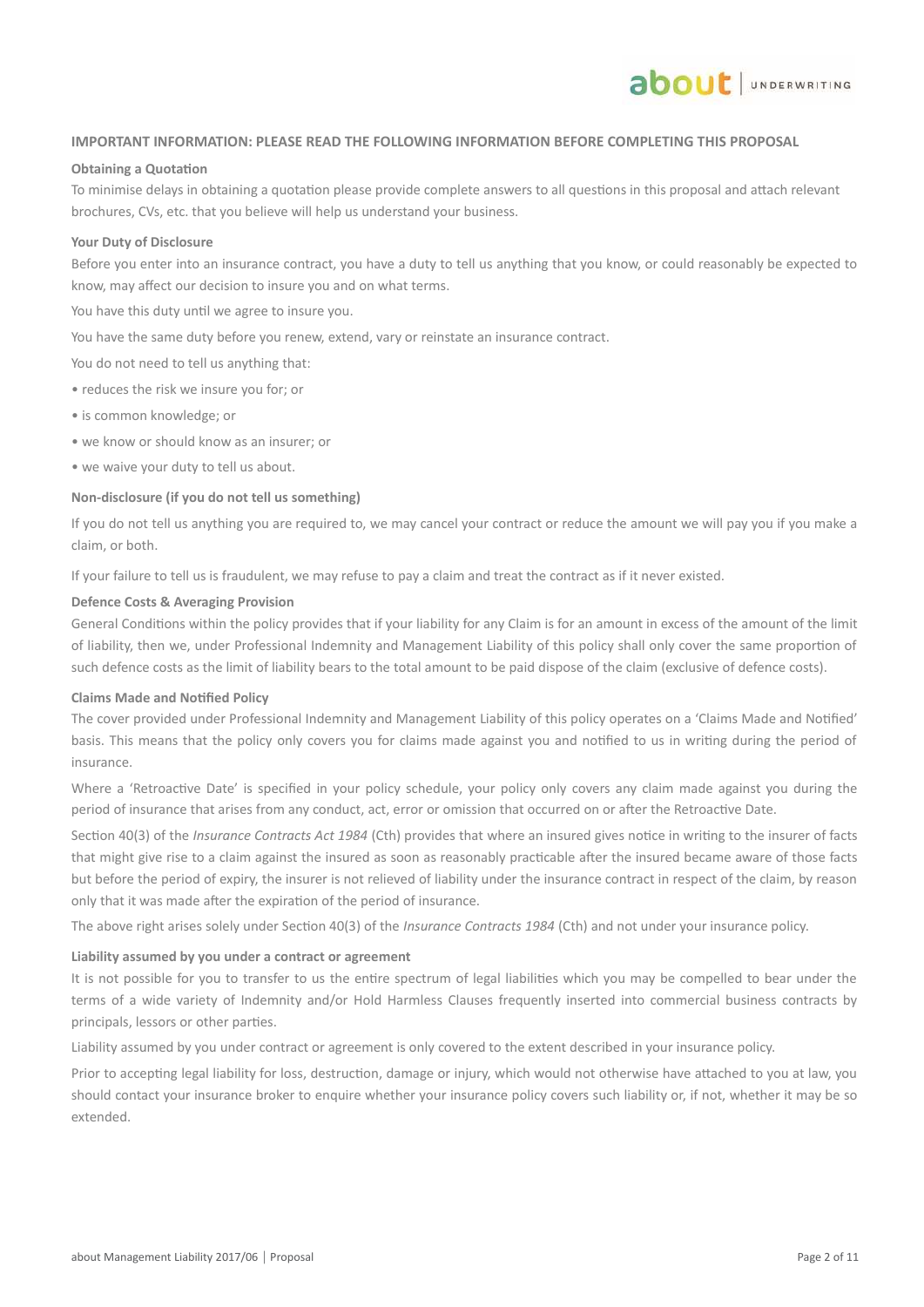## IMPORTANT INFORMATION: PLEASE READ THE FOLLOWING INFORMATION BEFORE COMPLETING THIS PROPOSAL

### Obtaining a Quotation

To minimise delays in obtaining a quotation please provide complete answers to all questions in this proposal and attach relevant brochures, CVs, etc. that you believe will help us understand your business.

### Your Duty of Disclosure

Before you enter into an insurance contract, you have a duty to tell us anything that you know, or could reasonably be expected to know, may affect our decision to insure you and on what terms.

You have this duty until we agree to insure you.

You have the same duty before you renew, extend, vary or reinstate an insurance contract.

You do not need to tell us anything that:

- reduces the risk we insure you for; or
- is common knowledge; or
- we know or should know as an insurer; or
- we waive your duty to tell us about.

### Non-disclosure (if you do not tell us something)

If you do not tell us anything you are required to, we may cancel your contract or reduce the amount we will pay you if you make a claim, or both.

If your failure to tell us is fraudulent, we may refuse to pay a claim and treat the contract as if it never existed.

### Defence Costs & Averaging Provision

General Conditions within the policy provides that if your liability for any Claim is for an amount in excess of the amount of the limit of liability, then we, under Professional Indemnity and Management Liability of this policy shall only cover the same proportion of such defence costs as the limit of liability bears to the total amount to be paid dispose of the claim (exclusive of defence costs).

### Claims Made and Notified Policy

The cover provided under Professional Indemnity and Management Liability of this policy operates on a 'Claims Made and Notified' basis. This means that the policy only covers you for claims made against you and notified to us in writing during the period of insurance.

Where a 'Retroactive Date' is specified in your policy schedule, your policy only covers any claim made against you during the period of insurance that arises from any conduct, act, error or omission that occurred on or after the Retroactive Date.

Section 40(3) of the *Insurance Contracts Act 1984* (Cth) provides that where an insured gives notice in writing to the insurer of facts that might give rise to a claim against the insured as soon as reasonably practicable after the insured became aware of those facts but before the period of expiry, the insurer is not relieved of liability under the insurance contract in respect of the claim, by reason only that it was made after the expiration of the period of insurance.

The above right arises solely under Section 40(3) of the *Insurance Contracts 1984* (Cth) and not under your insurance policy.

### Liability assumed by you under a contract or agreement

It is not possible for you to transfer to us the entire spectrum of legal liabilities which you may be compelled to bear under the terms of a wide variety of Indemnity and/or Hold Harmless Clauses frequently inserted into commercial business contracts by principals, lessors or other parties.

Liability assumed by you under contract or agreement is only covered to the extent described in your insurance policy.

Prior to accepting legal liability for loss, destruction, damage or injury, which would not otherwise have attached to you at law, you should contact your insurance broker to enquire whether your insurance policy covers such liability or, if not, whether it may be so extended.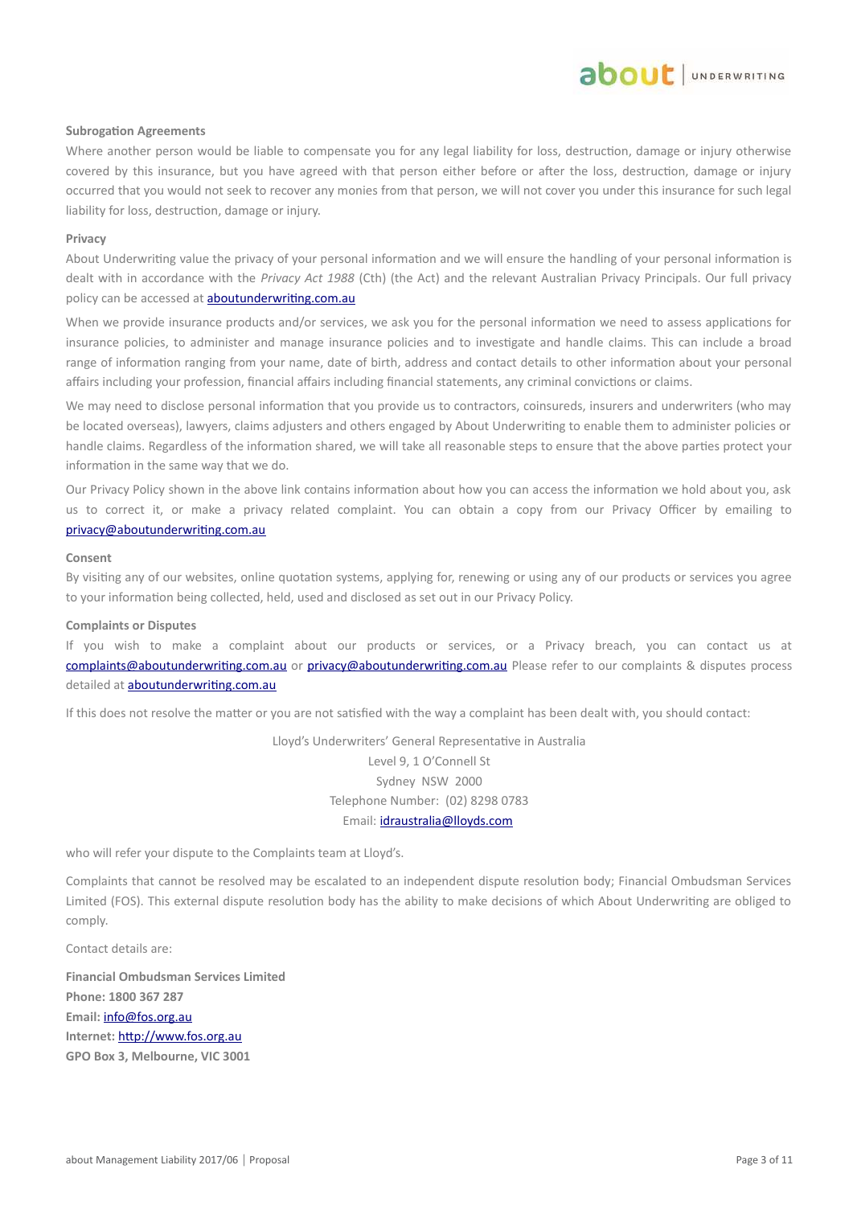**Subrogation Agreements**

Where another person would be liable to compensate you for any legal liability for loss, destruction, damage or injury otherwise covered by this insurance, but you have agreed with that person either before or after the loss, destruction, damage or injury occurred that you would not seek to recover any monies from that person, we will not cover you under this insurance for such legal liability for loss, destruction, damage or injury.

**Privacy**

About Underwriting value the privacy of your personal information and we will ensure the handling of your personal information is dealt with in accordance with the *Privacy Act 1988* (Cth) (the Act) and the relevant Australian Privacy Principals. Our full privacy policy can be accessed at aboutunderwriting.com.au

When we provide insurance products and/or services, we ask you for the personal information we need to assess applications for insurance policies, to administer and manage insurance policies and to investigate and handle claims. This can include a broad range of information ranging from your name, date of birth, address and contact details to other information about your personal affairs including your profession, financial affairs including financial statements, any criminal convictions or claims.

We may need to disclose personal information that you provide us to contractors, coinsureds, insurers and underwriters (who may be located overseas), lawyers, claims adjusters and others engaged by About Underwriting to enable them to administer policies or handle claims. Regardless of the information shared, we will take all reasonable steps to ensure that the above parties protect your information in the same way that we do.

Our Privacy Policy shown in the above link contains information about how you can access the information we hold about you, ask us to correct it, or make a privacy related complaint. You can obtain a copy from our Privacy Officer by emailing to privacy@aboutunderwriting.com.au

**Consent**

By visiting any of our websites, online quotation systems, applying for, renewing or using any of our products or services you agree to your information being collected, held, used and disclosed as set out in our Privacy Policy.

**Complaints or Disputes**

If you wish to make a complaint about our products or services, or a Privacy breach, you can contact us at complaints@aboutunderwriting.com.au or privacy@aboutunderwriting.com.au Please refer to our complaints & disputes process detailed at aboutunderwriting.com.au

If this does not resolve the matter or you are not satisfied with the way a complaint has been dealt with, you should contact:

Lloyd's Underwriters' General Representative in Australia
Level 9, 1 O'Connell St
Sydney NSW 2000
Telephone Number: (02) 8298 0783
Email: idraustralia@lloyds.com

who will refer your dispute to the Complaints team at Lloyd's.

Complaints that cannot be resolved may be escalated to an independent dispute resolution body; Financial Ombudsman Services Limited (FOS). This external dispute resolution body has the ability to make decisions of which About Underwriting are obliged to comply.

Contact details are:

**Financial Ombudsman Services Limited**
**Phone: 1800 367 287**
**Email:** info@fos.org.au
**Internet:** http://www.fos.org.au
**GPO Box 3, Melbourne, VIC 3001**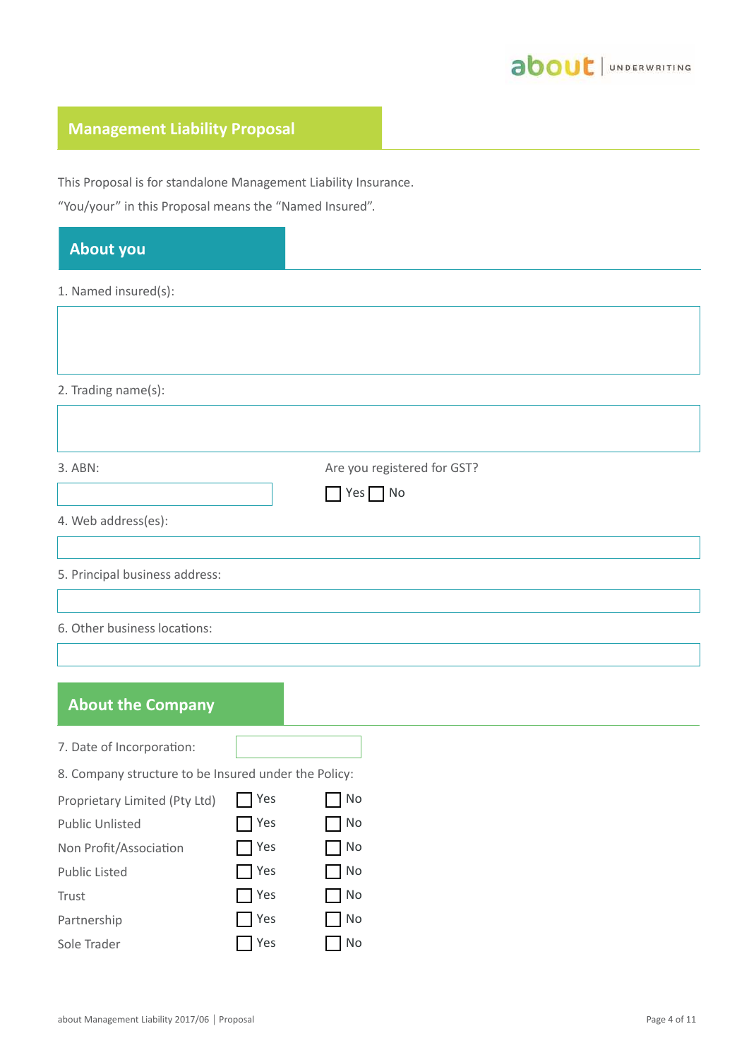# Management Liability Proposal

This Proposal is for standalone Management Liability Insurance.

“You/your” in this Proposal means the “Named Insured”.

## About you

1. Named insured(s):

2. Trading name(s):

3. ABN:

Are you registered for GST?

☐ Yes ☐ No

4. Web address(es):

5. Principal business address:

6. Other business locations:

## About the Company

7. Date of Incorporation:

8. Company structure to be Insured under the Policy:

| | | |
|---|---|---|
| Proprietary Limited (Pty Ltd) | ☐ Yes | ☐ No |
| Public Unlisted | ☐ Yes | ☐ No |
| Non Profit/Association | ☐ Yes | ☐ No |
| Public Listed | ☐ Yes | ☐ No |
| Trust | ☐ Yes | ☐ No |
| Partnership | ☐ Yes | ☐ No |
| Sole Trader | ☐ Yes | ☐ No |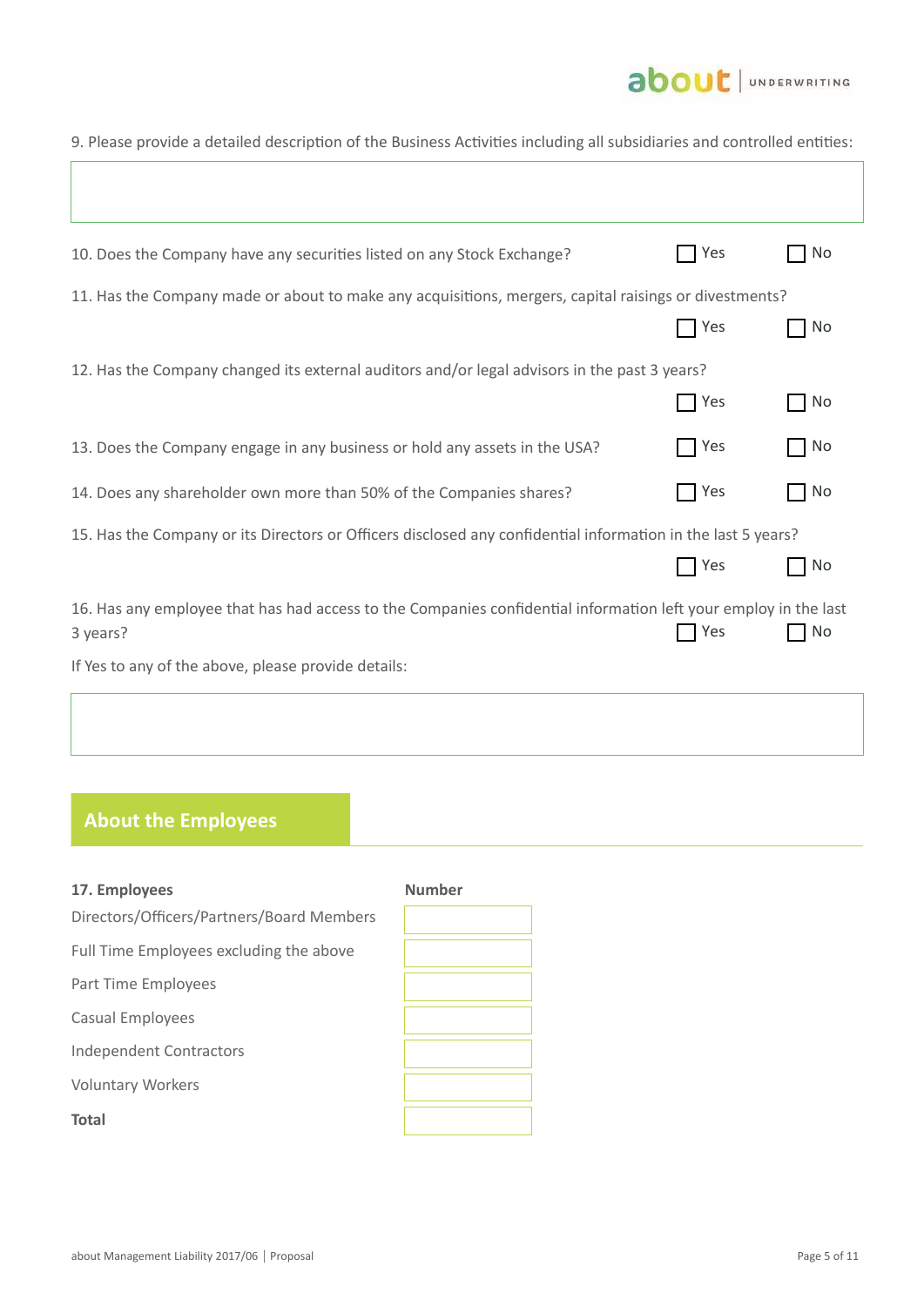9. Please provide a detailed description of the Business Activities including all subsidiaries and controlled entities:

10. Does the Company have any securities listed on any Stock Exchange? ☐ Yes ☐ No

11. Has the Company made or about to make any acquisitions, mergers, capital raisings or divestments? ☐ Yes ☐ No

12. Has the Company changed its external auditors and/or legal advisors in the past 3 years? ☐ Yes ☐ No

13. Does the Company engage in any business or hold any assets in the USA? ☐ Yes ☐ No

14. Does any shareholder own more than 50% of the Companies shares? ☐ Yes ☐ No

15. Has the Company or its Directors or Officers disclosed any confidential information in the last 5 years? ☐ Yes ☐ No

16. Has any employee that has had access to the Companies confidential information left your employ in the last 3 years? ☐ Yes ☐ No

If Yes to any of the above, please provide details:

## About the Employees

| **17. Employees** | **Number** |
|---|---|
| Directors/Officers/Partners/Board Members | |
| Full Time Employees excluding the above | |
| Part Time Employees | |
| Casual Employees | |
| Independent Contractors | |
| Voluntary Workers | |
| **Total** | |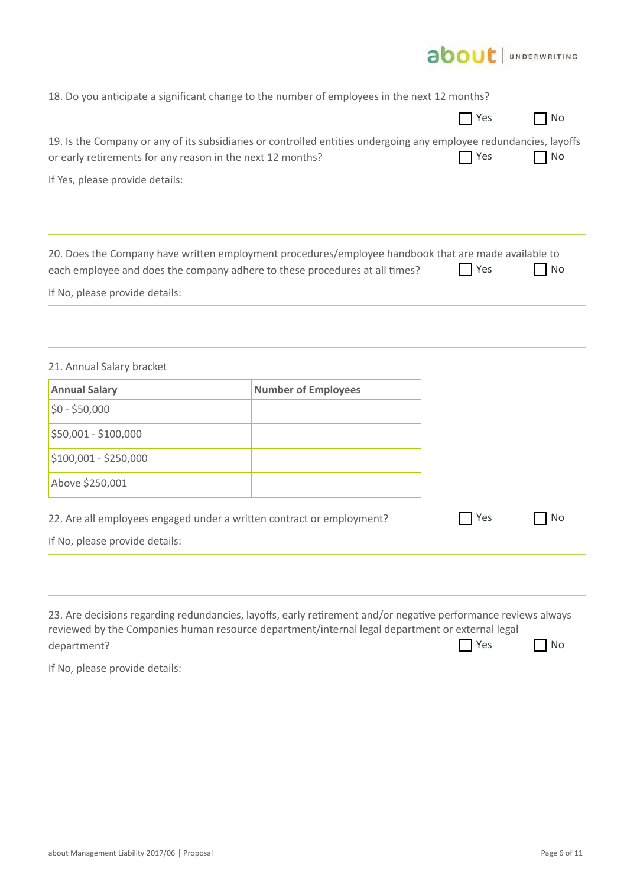18. Do you anticipate a significant change to the number of employees in the next 12 months?

☐ Yes ☐ No

19. Is the Company or any of its subsidiaries or controlled entities undergoing any employee redundancies, layoffs or early retirements for any reason in the next 12 months? ☐ Yes ☐ No

If Yes, please provide details:

20. Does the Company have written employment procedures/employee handbook that are made available to each employee and does the company adhere to these procedures at all times? ☐ Yes ☐ No

If No, please provide details:

21. Annual Salary bracket

| Annual Salary | Number of Employees |
| --- | --- |
| $0 - $50,000 | |
| $50,001 - $100,000 | |
| $100,001 - $250,000 | |
| Above $250,001 | |

22. Are all employees engaged under a written contract or employment? ☐ Yes ☐ No

If No, please provide details:

23. Are decisions regarding redundancies, layoffs, early retirement and/or negative performance reviews always reviewed by the Companies human resource department/internal legal department or external legal department? ☐ Yes ☐ No

If No, please provide details: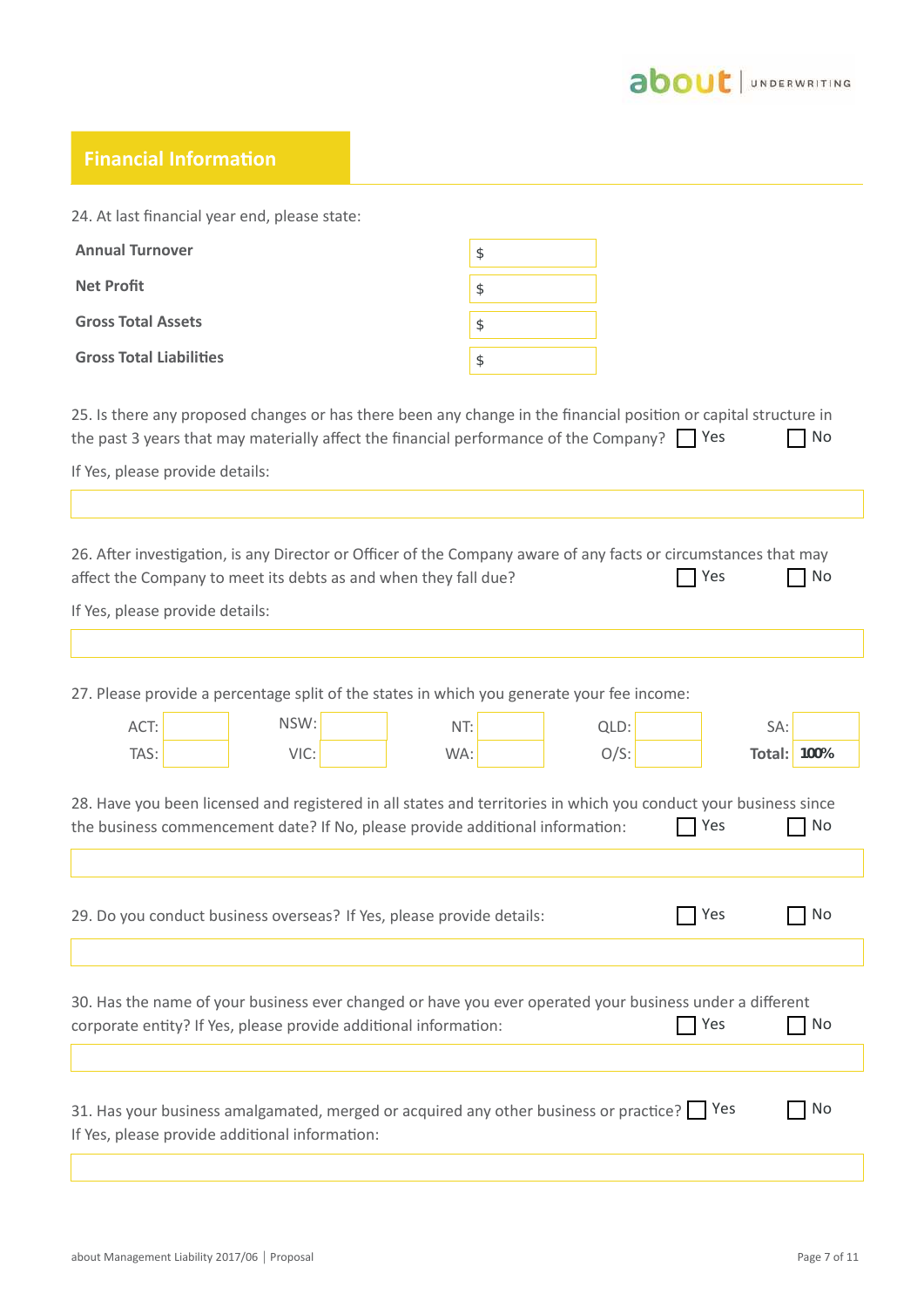## Financial Information

24. At last financial year end, please state:

| | |
|---|---|
| **Annual Turnover** | $ |
| **Net Profit** | $ |
| **Gross Total Assets** | $ |
| **Gross Total Liabilities** | $ |

25. Is there any proposed changes or has there been any change in the financial position or capital structure in the past 3 years that may materially affect the financial performance of the Company? ☐ Yes ☐ No

If Yes, please provide details:

26. After investigation, is any Director or Officer of the Company aware of any facts or circumstances that may affect the Company to meet its debts as and when they fall due? ☐ Yes ☐ No

If Yes, please provide details:

27. Please provide a percentage split of the states in which you generate your fee income:

| | | | | | | | | | |
|---|---|---|---|---|---|---|---|---|---|
| ACT: | | NSW: | | NT: | | QLD: | | SA: | |
| TAS: | | VIC: | | WA: | | O/S: | | **Total:** | **100%** |

28. Have you been licensed and registered in all states and territories in which you conduct your business since the business commencement date? If No, please provide additional information: ☐ Yes ☐ No

29. Do you conduct business overseas? If Yes, please provide details: ☐ Yes ☐ No

30. Has the name of your business ever changed or have you ever operated your business under a different corporate entity? If Yes, please provide additional information: ☐ Yes ☐ No

31. Has your business amalgamated, merged or acquired any other business or practice? ☐ Yes ☐ No

If Yes, please provide additional information: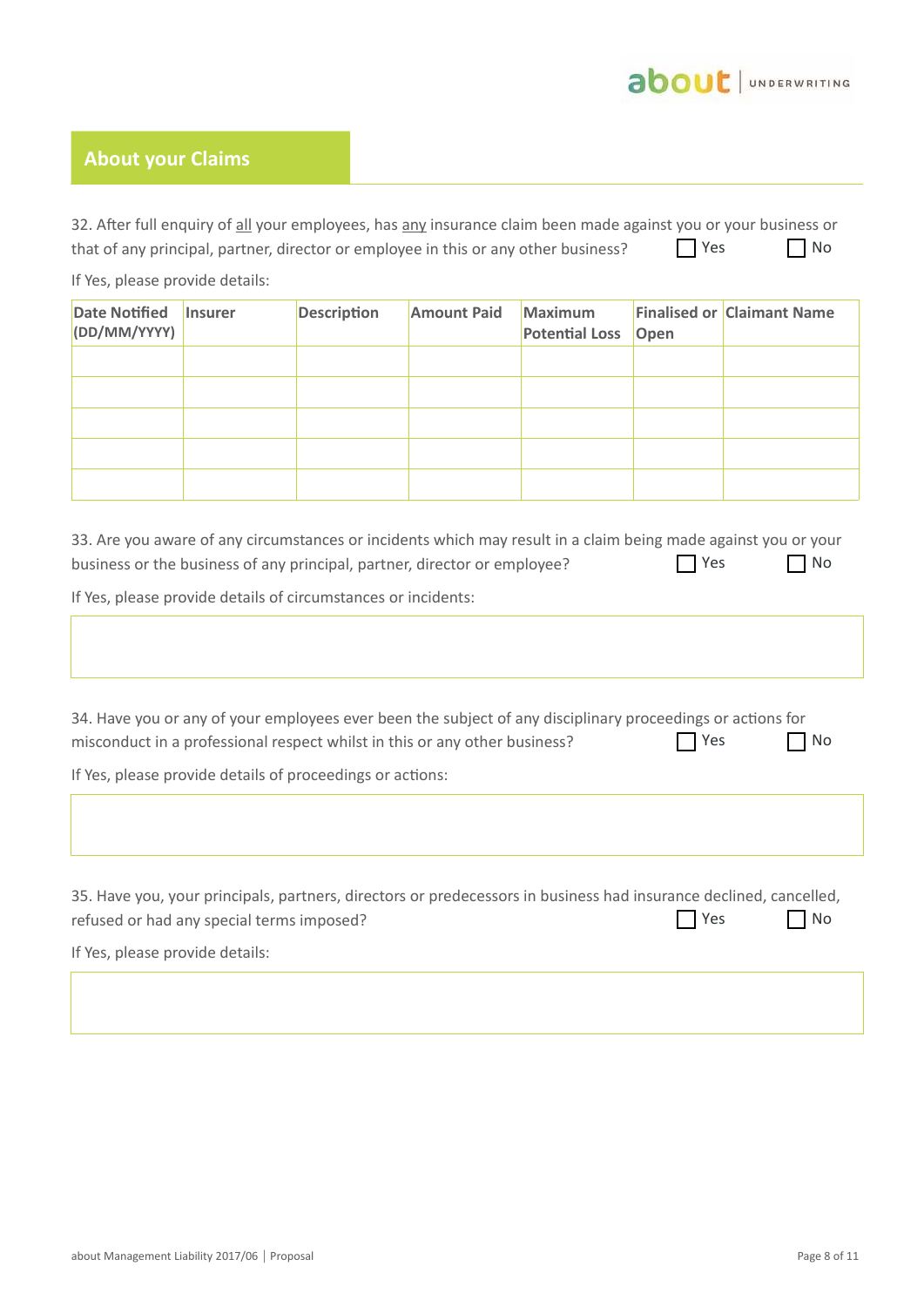## About your Claims

32. After full enquiry of <u>all</u> your employees, has <u>any</u> insurance claim been made against you or your business or that of any principal, partner, director or employee in this or any other business? ☐ Yes ☐ No

If Yes, please provide details:

| Date Notified (DD/MM/YYYY) | Insurer | Description | Amount Paid | Maximum Potential Loss | Finalised or Open | Claimant Name |
|---|---|---|---|---|---|---|
| | | | | | | |
| | | | | | | |
| | | | | | | |
| | | | | | | |
| | | | | | | |

33. Are you aware of any circumstances or incidents which may result in a claim being made against you or your business or the business of any principal, partner, director or employee? ☐ Yes ☐ No

If Yes, please provide details of circumstances or incidents:

34. Have you or any of your employees ever been the subject of any disciplinary proceedings or actions for misconduct in a professional respect whilst in this or any other business? ☐ Yes ☐ No

If Yes, please provide details of proceedings or actions:

35. Have you, your principals, partners, directors or predecessors in business had insurance declined, cancelled, refused or had any special terms imposed? ☐ Yes ☐ No

If Yes, please provide details: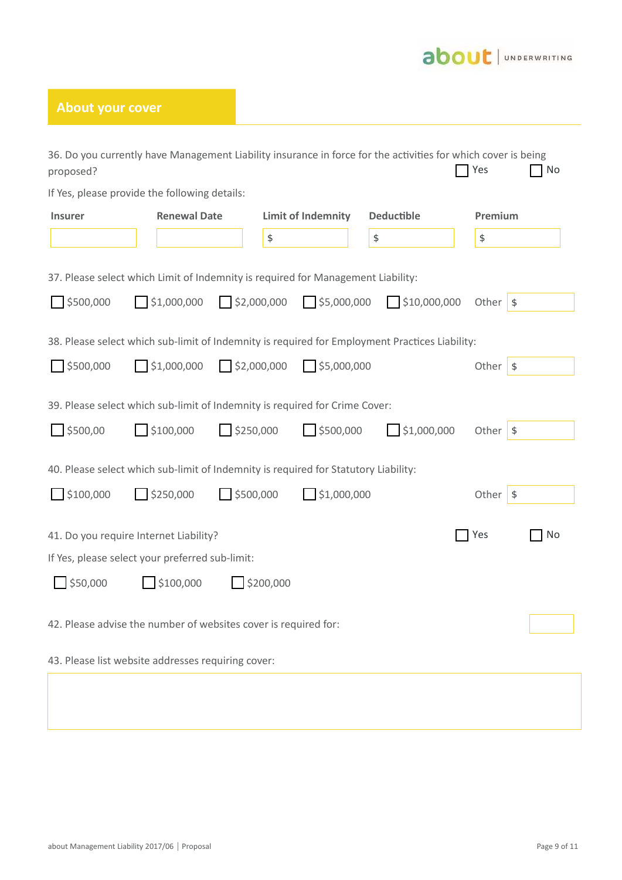## About your cover

36. Do you currently have Management Liability insurance in force for the activities for which cover is being proposed? ☐ Yes ☐ No

If Yes, please provide the following details:

| Insurer | Renewal Date | Limit of Indemnity | Deductible | Premium |
|---|---|---|---|---|
| | | $ | $ | $ |

37. Please select which Limit of Indemnity is required for Management Liability:

☐ $500,000 ☐ $1,000,000 ☐ $2,000,000 ☐ $5,000,000 ☐ $10,000,000 Other $

38. Please select which sub-limit of Indemnity is required for Employment Practices Liability:

☐ $500,000 ☐ $1,000,000 ☐ $2,000,000 ☐ $5,000,000 Other $

39. Please select which sub-limit of Indemnity is required for Crime Cover:

☐ $500,00 ☐ $100,000 ☐ $250,000 ☐ $500,000 ☐ $1,000,000 Other $

40. Please select which sub-limit of Indemnity is required for Statutory Liability:

☐ $100,000 ☐ $250,000 ☐ $500,000 ☐ $1,000,000 Other $

41. Do you require Internet Liability? ☐ Yes ☐ No

If Yes, please select your preferred sub-limit:

☐ $50,000 ☐ $100,000 ☐ $200,000

42. Please advise the number of websites cover is required for:

43. Please list website addresses requiring cover: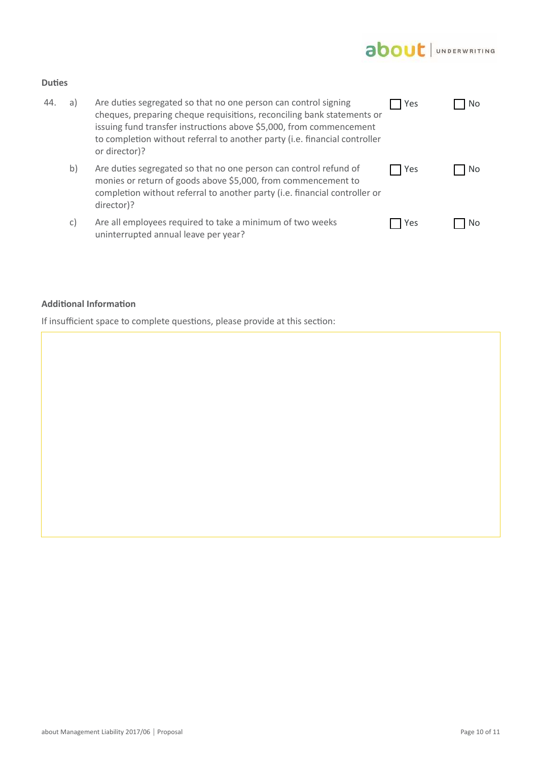### Duties

44. a) Are duties segregated so that no one person can control signing cheques, preparing cheque requisitions, reconciling bank statements or issuing fund transfer instructions above $5,000, from commencement to completion without referral to another party (i.e. financial controller or director)? ☐ Yes ☐ No

b) Are duties segregated so that no one person can control refund of monies or return of goods above $5,000, from commencement to completion without referral to another party (i.e. financial controller or director)? ☐ Yes ☐ No

c) Are all employees required to take a minimum of two weeks uninterrupted annual leave per year? ☐ Yes ☐ No

### Additional Information

If insufficient space to complete questions, please provide at this section: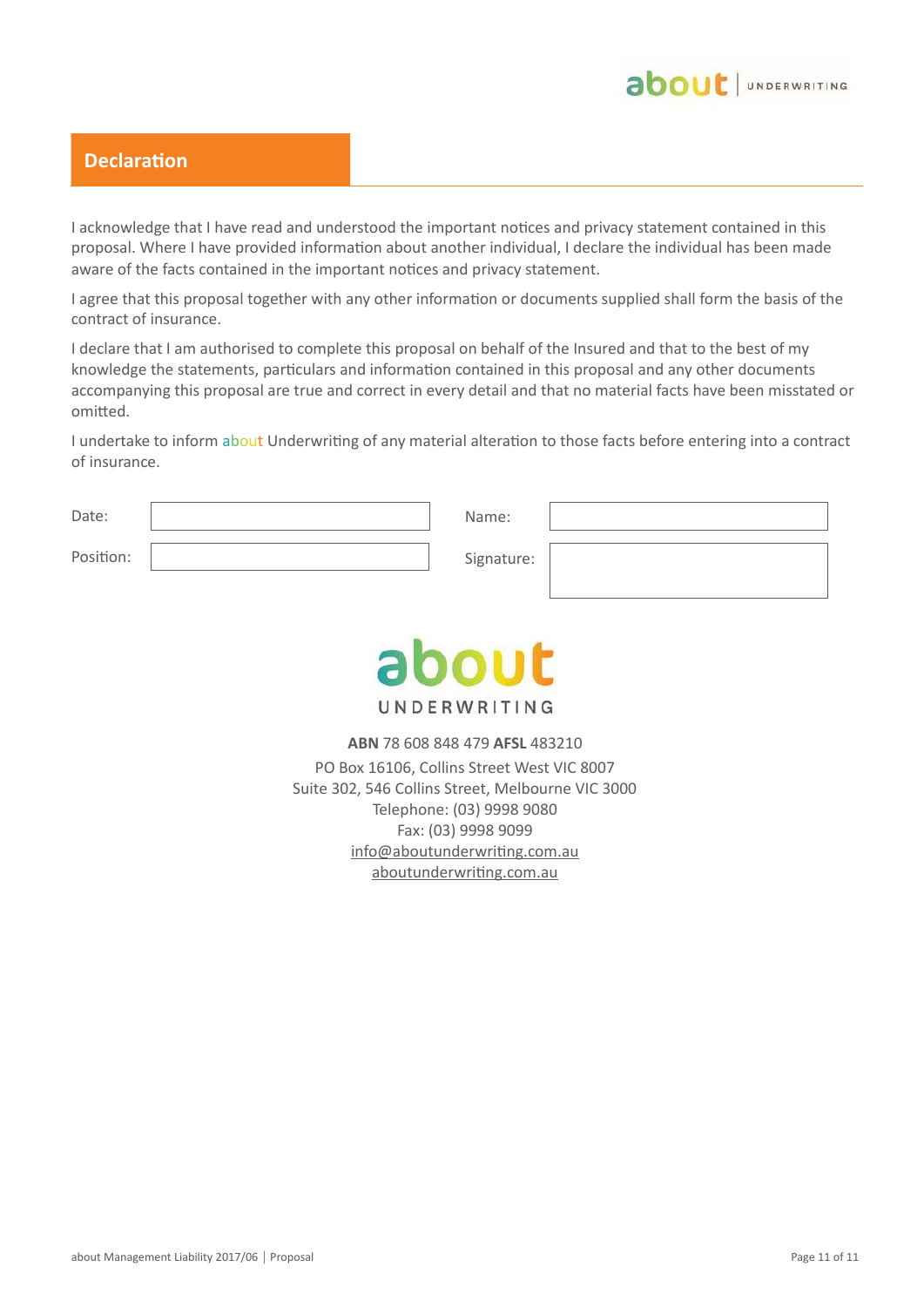## Declaration

I acknowledge that I have read and understood the important notices and privacy statement contained in this proposal. Where I have provided information about another individual, I declare the individual has been made aware of the facts contained in the important notices and privacy statement.

I agree that this proposal together with any other information or documents supplied shall form the basis of the contract of insurance.

I declare that I am authorised to complete this proposal on behalf of the Insured and that to the best of my knowledge the statements, particulars and information contained in this proposal and any other documents accompanying this proposal are true and correct in every detail and that no material facts have been misstated or omitted.

I undertake to inform about Underwriting of any material alteration to those facts before entering into a contract of insurance.

| | | | |
|---|---|---|---|
| Date: | | Name: | |
| Position: | | Signature: | |

about

UNDERWRITING

**ABN** 78 608 848 479 **AFSL** 483210

PO Box 16106, Collins Street West VIC 8007

Suite 302, 546 Collins Street, Melbourne VIC 3000

Telephone: (03) 9998 9080

Fax: (03) 9998 9099

info@aboutunderwriting.com.au

aboutunderwriting.com.au